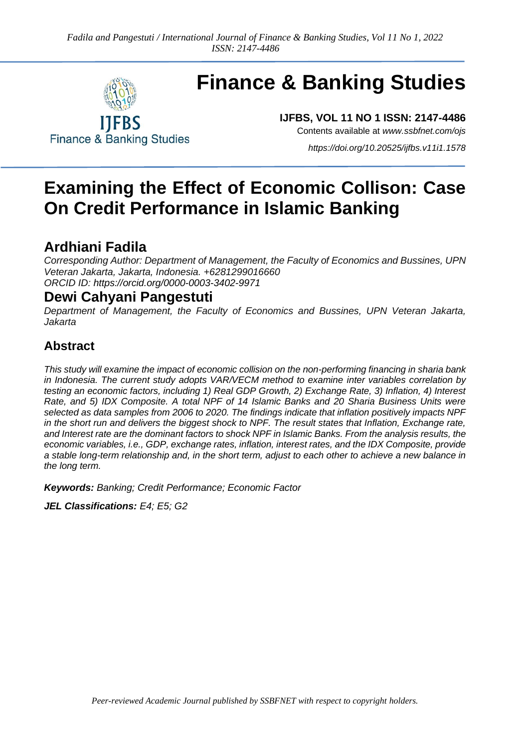# Finance & Banking Studies

**IJFBS, VOL 11 NO 1 ISSN: 2147-4486**

Contents available at *www.ssbfnet.com/ojs*

*https://doi.org/10.20525/ijfbs.v11i1.1578*

# Examining the Effect of Economic Collison: Case On Credit Performance in Islamic Banking

## Ardhiani Fadila

*Corresponding Author: Department of Management, the Faculty of Economics and Bussines, UPN Veteran Jakarta, Jakarta, Indonesia. +6281299016660*
*ORCID ID: https://orcid.org/0000-0003-3402-9971*

## Dewi Cahyani Pangestuti

*Department of Management, the Faculty of Economics and Bussines, UPN Veteran Jakarta, Jakarta*

## Abstract

*This study will examine the impact of economic collision on the non-performing financing in sharia bank in Indonesia. The current study adopts VAR/VECM method to examine inter variables correlation by testing an economic factors, including 1) Real GDP Growth, 2) Exchange Rate, 3) Inflation, 4) Interest Rate, and 5) IDX Composite. A total NPF of 14 Islamic Banks and 20 Sharia Business Units were selected as data samples from 2006 to 2020. The findings indicate that inflation positively impacts NPF in the short run and delivers the biggest shock to NPF. The result states that Inflation, Exchange rate, and Interest rate are the dominant factors to shock NPF in Islamic Banks. From the analysis results, the economic variables, i.e., GDP, exchange rates, inflation, interest rates, and the IDX Composite, provide a stable long-term relationship and, in the short term, adjust to each other to achieve a new balance in the long term.*

***Keywords:*** *Banking; Credit Performance; Economic Factor*

***JEL Classifications:*** *E4; E5; G2*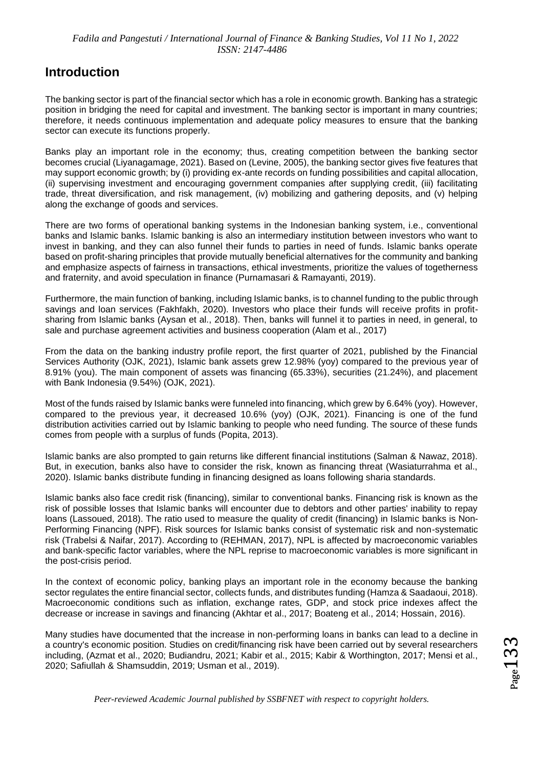## Introduction

The banking sector is part of the financial sector which has a role in economic growth. Banking has a strategic position in bridging the need for capital and investment. The banking sector is important in many countries; therefore, it needs continuous implementation and adequate policy measures to ensure that the banking sector can execute its functions properly.

Banks play an important role in the economy; thus, creating competition between the banking sector becomes crucial (Liyanagamage, 2021). Based on (Levine, 2005), the banking sector gives five features that may support economic growth; by (i) providing ex-ante records on funding possibilities and capital allocation, (ii) supervising investment and encouraging government companies after supplying credit, (iii) facilitating trade, threat diversification, and risk management, (iv) mobilizing and gathering deposits, and (v) helping along the exchange of goods and services.

There are two forms of operational banking systems in the Indonesian banking system, i.e., conventional banks and Islamic banks. Islamic banking is also an intermediary institution between investors who want to invest in banking, and they can also funnel their funds to parties in need of funds. Islamic banks operate based on profit-sharing principles that provide mutually beneficial alternatives for the community and banking and emphasize aspects of fairness in transactions, ethical investments, prioritize the values of togetherness and fraternity, and avoid speculation in finance (Purnamasari & Ramayanti, 2019).

Furthermore, the main function of banking, including Islamic banks, is to channel funding to the public through savings and loan services (Fakhfakh, 2020). Investors who place their funds will receive profits in profit-sharing from Islamic banks (Aysan et al., 2018). Then, banks will funnel it to parties in need, in general, to sale and purchase agreement activities and business cooperation (Alam et al., 2017)

From the data on the banking industry profile report, the first quarter of 2021, published by the Financial Services Authority (OJK, 2021), Islamic bank assets grew 12.98% (yoy) compared to the previous year of 8.91% (you). The main component of assets was financing (65.33%), securities (21.24%), and placement with Bank Indonesia (9.54%) (OJK, 2021).

Most of the funds raised by Islamic banks were funneled into financing, which grew by 6.64% (yoy). However, compared to the previous year, it decreased 10.6% (yoy) (OJK, 2021). Financing is one of the fund distribution activities carried out by Islamic banking to people who need funding. The source of these funds comes from people with a surplus of funds (Popita, 2013).

Islamic banks are also prompted to gain returns like different financial institutions (Salman & Nawaz, 2018). But, in execution, banks also have to consider the risk, known as financing threat (Wasiaturrahma et al., 2020). Islamic banks distribute funding in financing designed as loans following sharia standards.

Islamic banks also face credit risk (financing), similar to conventional banks. Financing risk is known as the risk of possible losses that Islamic banks will encounter due to debtors and other parties' inability to repay loans (Lassoued, 2018). The ratio used to measure the quality of credit (financing) in Islamic banks is Non-Performing Financing (NPF). Risk sources for Islamic banks consist of systematic risk and non-systematic risk (Trabelsi & Naifar, 2017). According to (REHMAN, 2017), NPL is affected by macroeconomic variables and bank-specific factor variables, where the NPL reprise to macroeconomic variables is more significant in the post-crisis period.

In the context of economic policy, banking plays an important role in the economy because the banking sector regulates the entire financial sector, collects funds, and distributes funding (Hamza & Saadaoui, 2018). Macroeconomic conditions such as inflation, exchange rates, GDP, and stock price indexes affect the decrease or increase in savings and financing (Akhtar et al., 2017; Boateng et al., 2014; Hossain, 2016).

Many studies have documented that the increase in non-performing loans in banks can lead to a decline in a country's economic position. Studies on credit/financing risk have been carried out by several researchers including, (Azmat et al., 2020; Budiandru, 2021; Kabir et al., 2015; Kabir & Worthington, 2017; Mensi et al., 2020; Safiullah & Shamsuddin, 2019; Usman et al., 2019).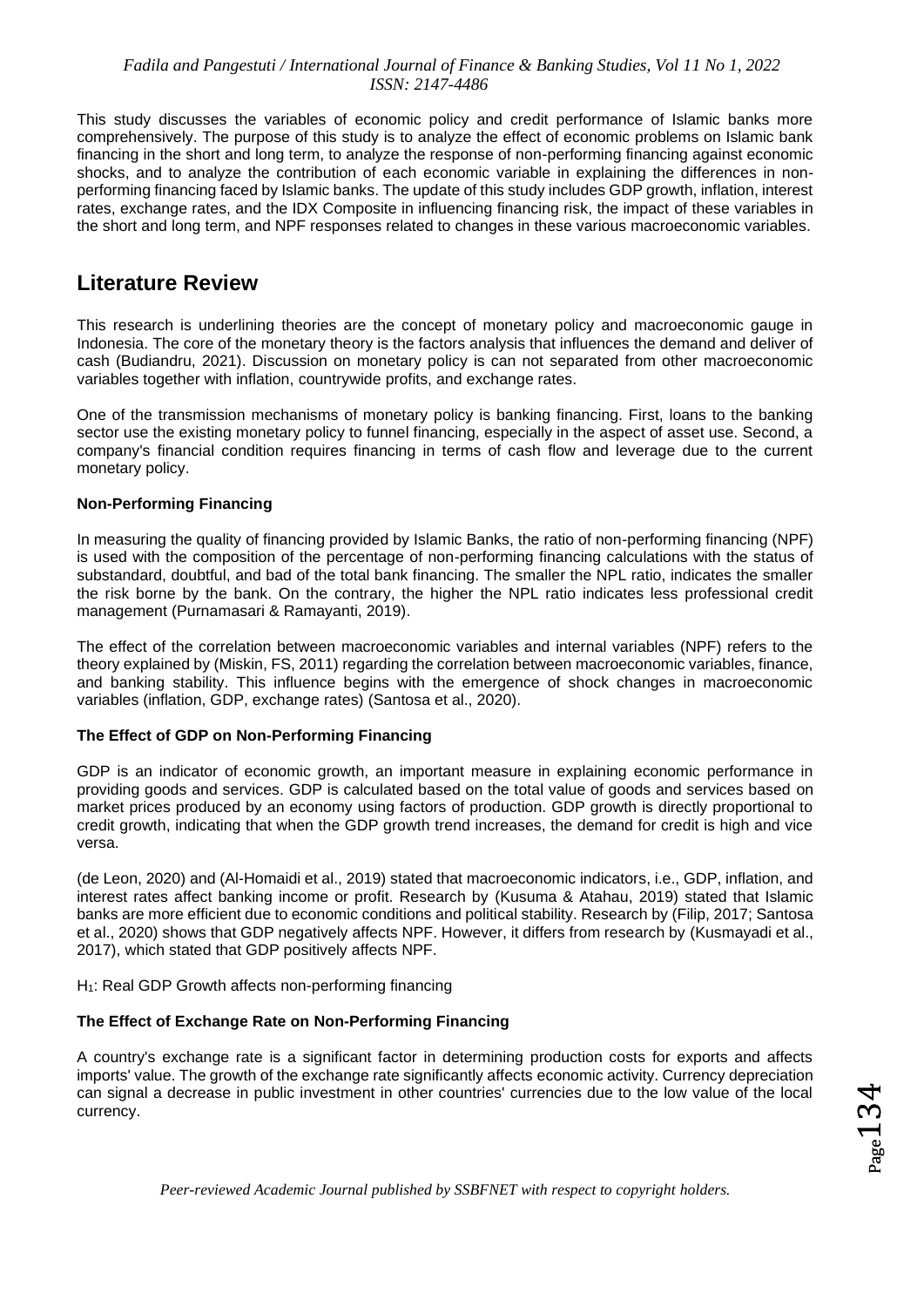This study discusses the variables of economic policy and credit performance of Islamic banks more comprehensively. The purpose of this study is to analyze the effect of economic problems on Islamic bank financing in the short and long term, to analyze the response of non-performing financing against economic shocks, and to analyze the contribution of each economic variable in explaining the differences in non-performing financing faced by Islamic banks. The update of this study includes GDP growth, inflation, interest rates, exchange rates, and the IDX Composite in influencing financing risk, the impact of these variables in the short and long term, and NPF responses related to changes in these various macroeconomic variables.

## Literature Review

This research is underlining theories are the concept of monetary policy and macroeconomic gauge in Indonesia. The core of the monetary theory is the factors analysis that influences the demand and deliver of cash (Budiandru, 2021). Discussion on monetary policy is can not separated from other macroeconomic variables together with inflation, countrywide profits, and exchange rates.

One of the transmission mechanisms of monetary policy is banking financing. First, loans to the banking sector use the existing monetary policy to funnel financing, especially in the aspect of asset use. Second, a company's financial condition requires financing in terms of cash flow and leverage due to the current monetary policy.

### Non-Performing Financing

In measuring the quality of financing provided by Islamic Banks, the ratio of non-performing financing (NPF) is used with the composition of the percentage of non-performing financing calculations with the status of substandard, doubtful, and bad of the total bank financing. The smaller the NPL ratio, indicates the smaller the risk borne by the bank. On the contrary, the higher the NPL ratio indicates less professional credit management (Purnamasari & Ramayanti, 2019).

The effect of the correlation between macroeconomic variables and internal variables (NPF) refers to the theory explained by (Miskin, FS, 2011) regarding the correlation between macroeconomic variables, finance, and banking stability. This influence begins with the emergence of shock changes in macroeconomic variables (inflation, GDP, exchange rates) (Santosa et al., 2020).

### The Effect of GDP on Non-Performing Financing

GDP is an indicator of economic growth, an important measure in explaining economic performance in providing goods and services. GDP is calculated based on the total value of goods and services based on market prices produced by an economy using factors of production. GDP growth is directly proportional to credit growth, indicating that when the GDP growth trend increases, the demand for credit is high and vice versa.

(de Leon, 2020) and (Al-Homaidi et al., 2019) stated that macroeconomic indicators, i.e., GDP, inflation, and interest rates affect banking income or profit. Research by (Kusuma & Atahau, 2019) stated that Islamic banks are more efficient due to economic conditions and political stability. Research by (Filip, 2017; Santosa et al., 2020) shows that GDP negatively affects NPF. However, it differs from research by (Kusmayadi et al., 2017), which stated that GDP positively affects NPF.

$H_1$: Real GDP Growth affects non-performing financing

### The Effect of Exchange Rate on Non-Performing Financing

A country's exchange rate is a significant factor in determining production costs for exports and affects imports' value. The growth of the exchange rate significantly affects economic activity. Currency depreciation can signal a decrease in public investment in other countries' currencies due to the low value of the local currency.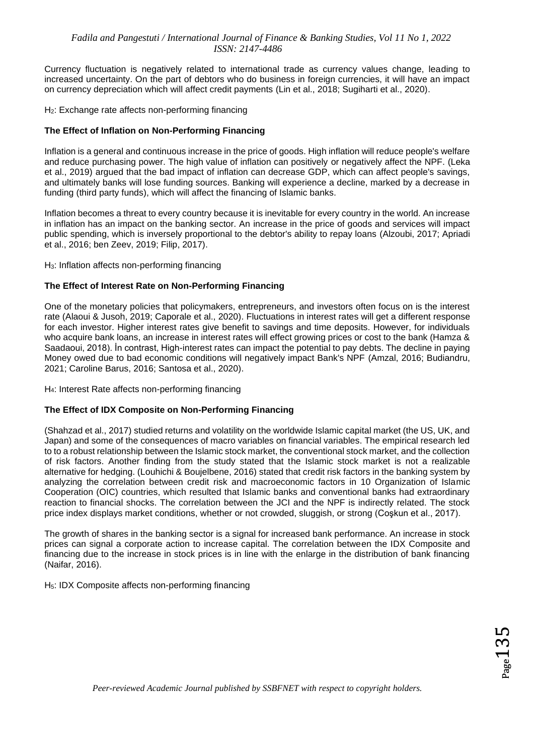Currency fluctuation is negatively related to international trade as currency values change, leading to increased uncertainty. On the part of debtors who do business in foreign currencies, it will have an impact on currency depreciation which will affect credit payments (Lin et al., 2018; Sugiharti et al., 2020).

$H_2$: Exchange rate affects non-performing financing

### The Effect of Inflation on Non-Performing Financing

Inflation is a general and continuous increase in the price of goods. High inflation will reduce people's welfare and reduce purchasing power. The high value of inflation can positively or negatively affect the NPF. (Leka et al., 2019) argued that the bad impact of inflation can decrease GDP, which can affect people's savings, and ultimately banks will lose funding sources. Banking will experience a decline, marked by a decrease in funding (third party funds), which will affect the financing of Islamic banks.

Inflation becomes a threat to every country because it is inevitable for every country in the world. An increase in inflation has an impact on the banking sector. An increase in the price of goods and services will impact public spending, which is inversely proportional to the debtor's ability to repay loans (Alzoubi, 2017; Apriadi et al., 2016; ben Zeev, 2019; Filip, 2017).

$H_3$: Inflation affects non-performing financing

### The Effect of Interest Rate on Non-Performing Financing

One of the monetary policies that policymakers, entrepreneurs, and investors often focus on is the interest rate (Alaoui & Jusoh, 2019; Caporale et al., 2020). Fluctuations in interest rates will get a different response for each investor. Higher interest rates give benefit to savings and time deposits. However, for individuals who acquire bank loans, an increase in interest rates will effect growing prices or cost to the bank (Hamza & Saadaoui, 2018). İn contrast, High-interest rates can impact the potential to pay debts. The decline in paying Money owed due to bad economic conditions will negatively impact Bank's NPF (Amzal, 2016; Budiandru, 2021; Caroline Barus, 2016; Santosa et al., 2020).

$H_4$: Interest Rate affects non-performing financing

### The Effect of IDX Composite on Non-Performing Financing

(Shahzad et al., 2017) studied returns and volatility on the worldwide Islamic capital market (the US, UK, and Japan) and some of the consequences of macro variables on financial variables. The empirical research led to to a robust relationship between the Islamic stock market, the conventional stock market, and the collection of risk factors. Another finding from the study stated that the Islamic stock market is not a realizable alternative for hedging. (Louhichi & Boujelbene, 2016) stated that credit risk factors in the banking system by analyzing the correlation between credit risk and macroeconomic factors in 10 Organization of Islamic Cooperation (OIC) countries, which resulted that Islamic banks and conventional banks had extraordinary reaction to financial shocks. The correlation between the JCI and the NPF is indirectly related. The stock price index displays market conditions, whether or not crowded, sluggish, or strong (Coşkun et al., 2017).

The growth of shares in the banking sector is a signal for increased bank performance. An increase in stock prices can signal a corporate action to increase capital. The correlation between the IDX Composite and financing due to the increase in stock prices is in line with the enlarge in the distribution of bank financing (Naifar, 2016).

$H_5$: IDX Composite affects non-performing financing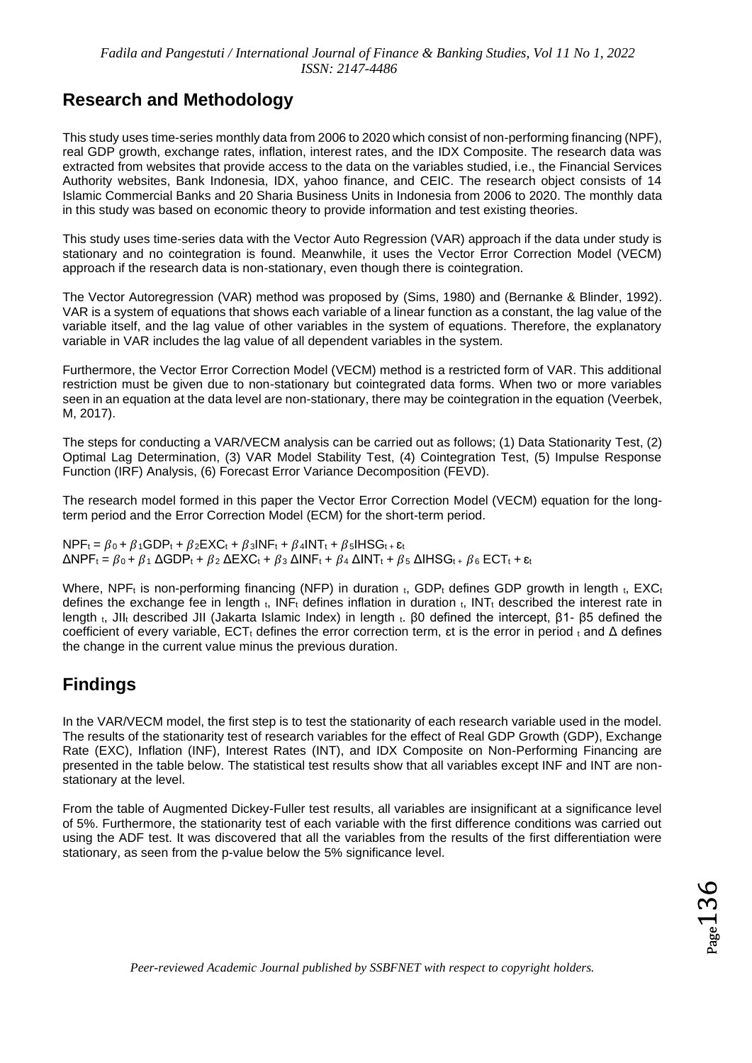## Research and Methodology

This study uses time-series monthly data from 2006 to 2020 which consist of non-performing financing (NPF), real GDP growth, exchange rates, inflation, interest rates, and the IDX Composite. The research data was extracted from websites that provide access to the data on the variables studied, i.e., the Financial Services Authority websites, Bank Indonesia, IDX, yahoo finance, and CEIC. The research object consists of 14 Islamic Commercial Banks and 20 Sharia Business Units in Indonesia from 2006 to 2020. The monthly data in this study was based on economic theory to provide information and test existing theories.

This study uses time-series data with the Vector Auto Regression (VAR) approach if the data under study is stationary and no cointegration is found. Meanwhile, it uses the Vector Error Correction Model (VECM) approach if the research data is non-stationary, even though there is cointegration.

The Vector Autoregression (VAR) method was proposed by (Sims, 1980) and (Bernanke & Blinder, 1992). VAR is a system of equations that shows each variable of a linear function as a constant, the lag value of the variable itself, and the lag value of other variables in the system of equations. Therefore, the explanatory variable in VAR includes the lag value of all dependent variables in the system.

Furthermore, the Vector Error Correction Model (VECM) method is a restricted form of VAR. This additional restriction must be given due to non-stationary but cointegrated data forms. When two or more variables seen in an equation at the data level are non-stationary, there may be cointegration in the equation (Veerbek, M, 2017).

The steps for conducting a VAR/VECM analysis can be carried out as follows; (1) Data Stationarity Test, (2) Optimal Lag Determination, (3) VAR Model Stability Test, (4) Cointegration Test, (5) Impulse Response Function (IRF) Analysis, (6) Forecast Error Variance Decomposition (FEVD).

The research model formed in this paper the Vector Error Correction Model (VECM) equation for the long-term period and the Error Correction Model (ECM) for the short-term period.

$$NPF_t = \beta_0 + \beta_1 GDP_t + \beta_2 EXC_t + \beta_3 INF_t + \beta_4 INT_t + \beta_5 IHSG_t + \varepsilon_t$$

$$\Delta NPF_t = \beta_0 + \beta_1 \Delta GDP_t + \beta_2 \Delta EXC_t + \beta_3 \Delta INF_t + \beta_4 \Delta INT_t + \beta_5 \Delta IHSG_t + \beta_6 ECT_t + \varepsilon_t$$

Where, $NPF_t$ is non-performing financing (NFP) in duration $_t$, $GDP_t$ defines GDP growth in length $_t$, $EXC_t$ defines the exchange fee in length $_t$, $INF_t$ defines inflation in duration $_t$, $INT_t$ described the interest rate in length $_t$, $JII_t$ described JII (Jakarta Islamic Index) in length $_t$. β0 defined the intercept, β1- β5 defined the coefficient of every variable, $ECT_t$ defines the error correction term, εt is the error in period $_t$ and Δ defines the change in the current value minus the previous duration.

## Findings

In the VAR/VECM model, the first step is to test the stationarity of each research variable used in the model. The results of the stationarity test of research variables for the effect of Real GDP Growth (GDP), Exchange Rate (EXC), Inflation (INF), Interest Rates (INT), and IDX Composite on Non-Performing Financing are presented in the table below. The statistical test results show that all variables except INF and INT are non-stationary at the level.

From the table of Augmented Dickey-Fuller test results, all variables are insignificant at a significance level of 5%. Furthermore, the stationarity test of each variable with the first difference conditions was carried out using the ADF test. It was discovered that all the variables from the results of the first differentiation were stationary, as seen from the p-value below the 5% significance level.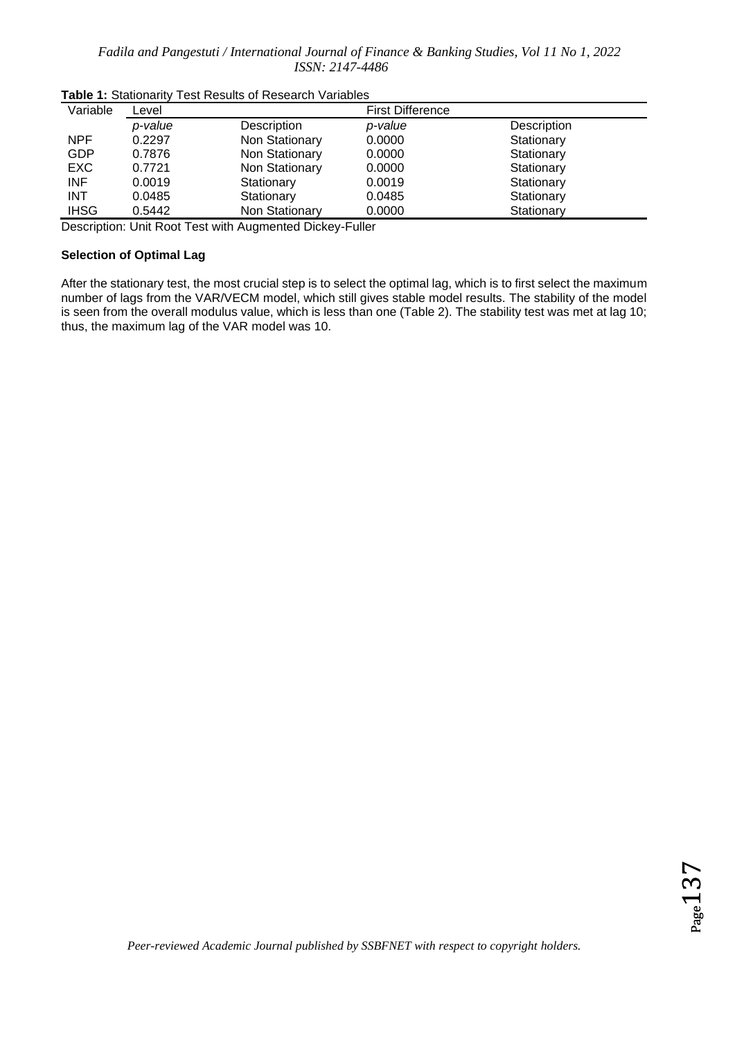**Table 1:** Stationarity Test Results of Research Variables

| Variable | Level | | First Difference | |
|---|---|---|---|---|
| | *p-value* | Description | *p-value* | Description |
| NPF | 0.2297 | Non Stationary | 0.0000 | Stationary |
| GDP | 0.7876 | Non Stationary | 0.0000 | Stationary |
| EXC | 0.7721 | Non Stationary | 0.0000 | Stationary |
| INF | 0.0019 | Stationary | 0.0019 | Stationary |
| INT | 0.0485 | Stationary | 0.0485 | Stationary |
| IHSG | 0.5442 | Non Stationary | 0.0000 | Stationary |

Description: Unit Root Test with Augmented Dickey-Fuller

### Selection of Optimal Lag

After the stationary test, the most crucial step is to select the optimal lag, which is to first select the maximum number of lags from the VAR/VECM model, which still gives stable model results. The stability of the model is seen from the overall modulus value, which is less than one (Table 2). The stability test was met at lag 10; thus, the maximum lag of the VAR model was 10.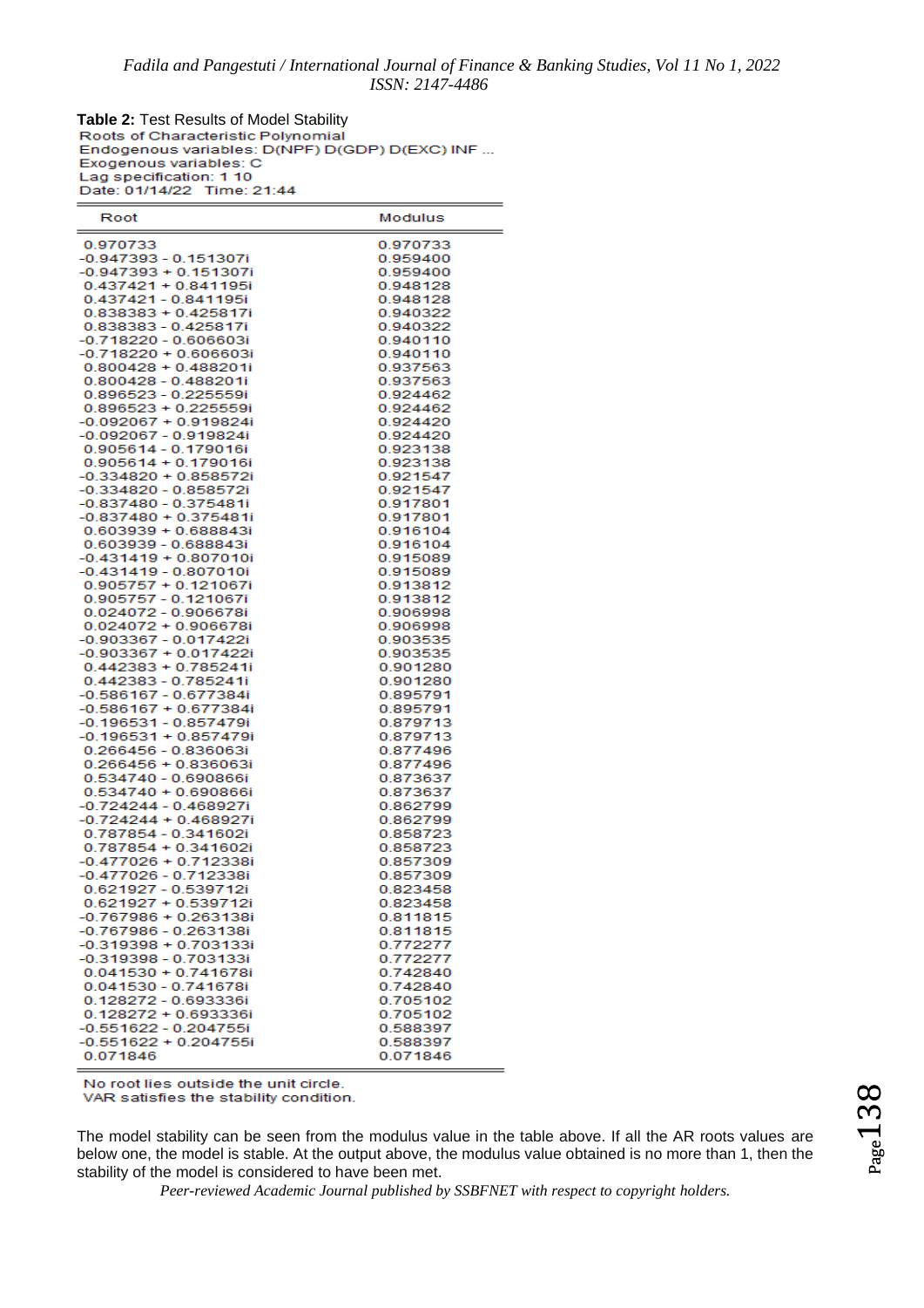**Table 2:** Test Results of Model Stability

Roots of Characteristic Polynomial
Endogenous variables: D(NPF) D(GDP) D(EXC) INF ...
Exogenous variables: C
Lag specification: 1 10
Date: 01/14/22 Time: 21:44

| Root | Modulus |
|---|---|
| 0.970733 | 0.970733 |
| -0.947393 - 0.151307i | 0.959400 |
| -0.947393 + 0.151307i | 0.959400 |
| 0.437421 + 0.841195i | 0.948128 |
| 0.437421 - 0.841195i | 0.948128 |
| 0.838383 + 0.425817i | 0.940322 |
| 0.838383 - 0.425817i | 0.940322 |
| -0.718220 - 0.606603i | 0.940110 |
| -0.718220 + 0.606603i | 0.940110 |
| 0.800428 + 0.488201i | 0.937563 |
| 0.800428 - 0.488201i | 0.937563 |
| 0.896523 - 0.225559i | 0.924462 |
| 0.896523 + 0.225559i | 0.924462 |
| -0.092067 + 0.919824i | 0.924420 |
| -0.092067 - 0.919824i | 0.924420 |
| 0.905614 - 0.179016i | 0.923138 |
| 0.905614 + 0.179016i | 0.923138 |
| -0.334820 + 0.858572i | 0.921547 |
| -0.334820 - 0.858572i | 0.921547 |
| -0.837480 - 0.375481i | 0.917801 |
| -0.837480 + 0.375481i | 0.917801 |
| 0.603939 + 0.688843i | 0.916104 |
| 0.603939 - 0.688843i | 0.916104 |
| -0.431419 + 0.807010i | 0.915089 |
| -0.431419 - 0.807010i | 0.915089 |
| 0.905757 + 0.121067i | 0.913812 |
| 0.905757 - 0.121067i | 0.913812 |
| 0.024072 - 0.906678i | 0.906998 |
| 0.024072 + 0.906678i | 0.906998 |
| -0.903367 - 0.017422i | 0.903535 |
| -0.903367 + 0.017422i | 0.903535 |
| 0.442383 + 0.785241i | 0.901280 |
| 0.442383 - 0.785241i | 0.901280 |
| -0.586167 - 0.677384i | 0.895791 |
| -0.586167 + 0.677384i | 0.895791 |
| -0.196531 - 0.857479i | 0.879713 |
| -0.196531 + 0.857479i | 0.879713 |
| 0.266456 - 0.836063i | 0.877496 |
| 0.266456 + 0.836063i | 0.877496 |
| 0.534740 - 0.690866i | 0.873637 |
| 0.534740 + 0.690866i | 0.873637 |
| -0.724244 - 0.468927i | 0.862799 |
| -0.724244 + 0.468927i | 0.862799 |
| 0.787854 - 0.341602i | 0.858723 |
| 0.787854 + 0.341602i | 0.858723 |
| -0.477026 + 0.712338i | 0.857309 |
| -0.477026 - 0.712338i | 0.857309 |
| 0.621927 - 0.539712i | 0.823458 |
| 0.621927 + 0.539712i | 0.823458 |
| -0.767986 + 0.263138i | 0.811815 |
| -0.767986 - 0.263138i | 0.811815 |
| -0.319398 + 0.703133i | 0.772277 |
| -0.319398 - 0.703133i | 0.772277 |
| 0.041530 + 0.741678i | 0.742840 |
| 0.041530 - 0.741678i | 0.742840 |
| 0.128272 - 0.693336i | 0.705102 |
| 0.128272 + 0.693336i | 0.705102 |
| -0.551622 - 0.204755i | 0.588397 |
| -0.551622 + 0.204755i | 0.588397 |
| 0.071846 | 0.071846 |

No root lies outside the unit circle.
VAR satisfies the stability condition.

The model stability can be seen from the modulus value in the table above. If all the AR roots values are below one, the model is stable. At the output above, the modulus value obtained is no more than 1, then the stability of the model is considered to have been met.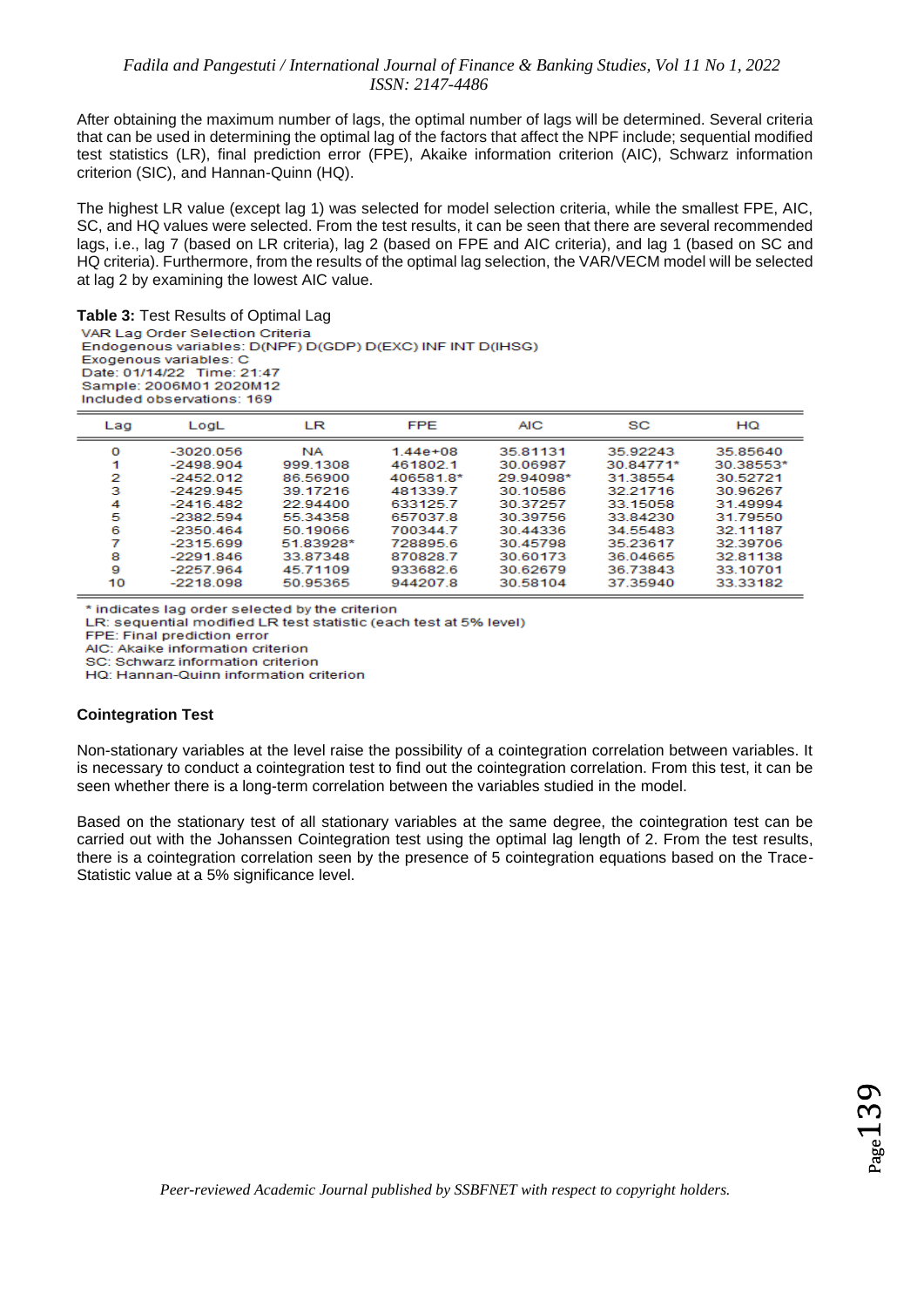After obtaining the maximum number of lags, the optimal number of lags will be determined. Several criteria that can be used in determining the optimal lag of the factors that affect the NPF include; sequential modified test statistics (LR), final prediction error (FPE), Akaike information criterion (AIC), Schwarz information criterion (SIC), and Hannan-Quinn (HQ).

The highest LR value (except lag 1) was selected for model selection criteria, while the smallest FPE, AIC, SC, and HQ values were selected. From the test results, it can be seen that there are several recommended lags, i.e., lag 7 (based on LR criteria), lag 2 (based on FPE and AIC criteria), and lag 1 (based on SC and HQ criteria). Furthermore, from the results of the optimal lag selection, the VAR/VECM model will be selected at lag 2 by examining the lowest AIC value.

**Table 3:** Test Results of Optimal Lag

VAR Lag Order Selection Criteria
Endogenous variables: D(NPF) D(GDP) D(EXC) INF INT D(IHSG)
Exogenous variables: C
Date: 01/14/22 Time: 21:47
Sample: 2006M01 2020M12
Included observations: 169

| Lag | LogL | LR | FPE | AIC | SC | HQ |
|---|---|---|---|---|---|---|
| 0 | -3020.056 | NA | 1.44e+08 | 35.81131 | 35.92243 | 35.85640 |
| 1 | -2498.904 | 999.1308 | 461802.1 | 30.06987 | 30.84771* | 30.38553* |
| 2 | -2452.012 | 86.56900 | 406581.8* | 29.94098* | 31.38554 | 30.52721 |
| 3 | -2429.945 | 39.17216 | 481339.7 | 30.10586 | 32.21716 | 30.96267 |
| 4 | -2416.482 | 22.94400 | 633125.7 | 30.37257 | 33.15058 | 31.49994 |
| 5 | -2382.594 | 55.34358 | 657037.8 | 30.39756 | 33.84230 | 31.79550 |
| 6 | -2350.464 | 50.19066 | 700344.7 | 30.44336 | 34.55483 | 32.11187 |
| 7 | -2315.699 | 51.83928* | 728895.6 | 30.45798 | 35.23617 | 32.39706 |
| 8 | -2291.846 | 33.87348 | 870828.7 | 30.60173 | 36.04665 | 32.81138 |
| 9 | -2257.964 | 45.71109 | 933682.6 | 30.62679 | 36.73843 | 33.10701 |
| 10 | -2218.098 | 50.95365 | 944207.8 | 30.58104 | 37.35940 | 33.33182 |

* indicates lag order selected by the criterion
LR: sequential modified LR test statistic (each test at 5% level)
FPE: Final prediction error
AIC: Akaike information criterion
SC: Schwarz information criterion
HQ: Hannan-Quinn information criterion

### Cointegration Test

Non-stationary variables at the level raise the possibility of a cointegration correlation between variables. It is necessary to conduct a cointegration test to find out the cointegration correlation. From this test, it can be seen whether there is a long-term correlation between the variables studied in the model.

Based on the stationary test of all stationary variables at the same degree, the cointegration test can be carried out with the Johanssen Cointegration test using the optimal lag length of 2. From the test results, there is a cointegration correlation seen by the presence of 5 cointegration equations based on the Trace-Statistic value at a 5% significance level.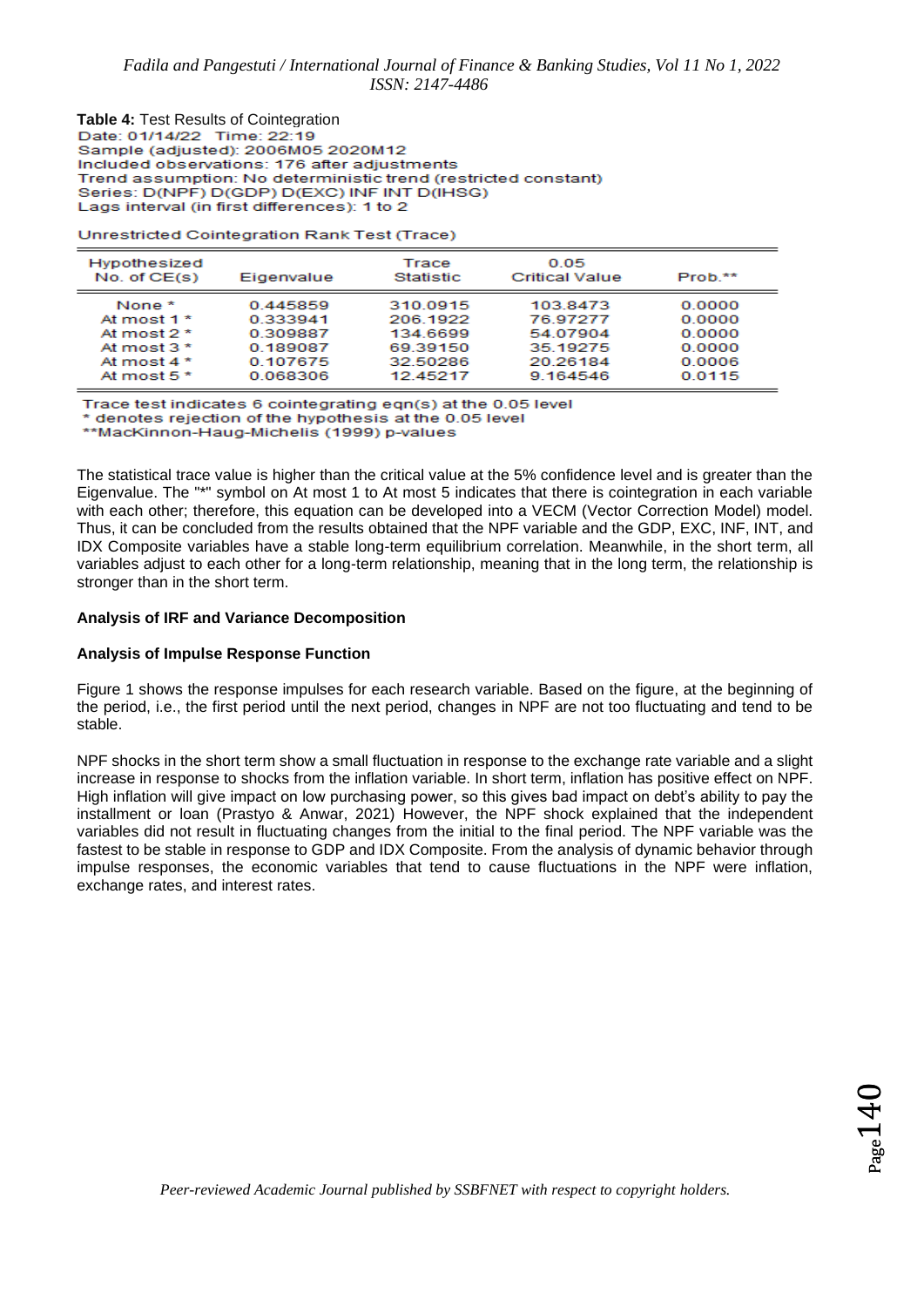**Table 4:** Test Results of Cointegration

Date: 01/14/22 Time: 22:19
Sample (adjusted): 2006M05 2020M12
Included observations: 176 after adjustments
Trend assumption: No deterministic trend (restricted constant)
Series: D(NPF) D(GDP) D(EXC) INF INT D(IHSG)
Lags interval (in first differences): 1 to 2

Unrestricted Cointegration Rank Test (Trace)

| Hypothesized No. of CE(s) | Eigenvalue | Trace Statistic | 0.05 Critical Value | Prob.** |
|---|---|---|---|---|
| None * | 0.445859 | 310.0915 | 103.8473 | 0.0000 |
| At most 1 * | 0.333941 | 206.1922 | 76.97277 | 0.0000 |
| At most 2 * | 0.309887 | 134.6699 | 54.07904 | 0.0000 |
| At most 3 * | 0.189087 | 69.39150 | 35.19275 | 0.0000 |
| At most 4 * | 0.107675 | 32.50286 | 20.26184 | 0.0006 |
| At most 5 * | 0.068306 | 12.45217 | 9.164546 | 0.0115 |

Trace test indicates 6 cointegrating eqn(s) at the 0.05 level
* denotes rejection of the hypothesis at the 0.05 level
**MacKinnon-Haug-Michelis (1999) p-values

The statistical trace value is higher than the critical value at the 5% confidence level and is greater than the Eigenvalue. The "*" symbol on At most 1 to At most 5 indicates that there is cointegration in each variable with each other; therefore, this equation can be developed into a VECM (Vector Correction Model) model. Thus, it can be concluded from the results obtained that the NPF variable and the GDP, EXC, INF, INT, and IDX Composite variables have a stable long-term equilibrium correlation. Meanwhile, in the short term, all variables adjust to each other for a long-term relationship, meaning that in the long term, the relationship is stronger than in the short term.

**Analysis of IRF and Variance Decomposition**

**Analysis of Impulse Response Function**

Figure 1 shows the response impulses for each research variable. Based on the figure, at the beginning of the period, i.e., the first period until the next period, changes in NPF are not too fluctuating and tend to be stable.

NPF shocks in the short term show a small fluctuation in response to the exchange rate variable and a slight increase in response to shocks from the inflation variable. In short term, inflation has positive effect on NPF. High inflation will give impact on low purchasing power, so this gives bad impact on debt's ability to pay the installment or loan (Prastyo & Anwar, 2021) However, the NPF shock explained that the independent variables did not result in fluctuating changes from the initial to the final period. The NPF variable was the fastest to be stable in response to GDP and IDX Composite. From the analysis of dynamic behavior through impulse responses, the economic variables that tend to cause fluctuations in the NPF were inflation, exchange rates, and interest rates.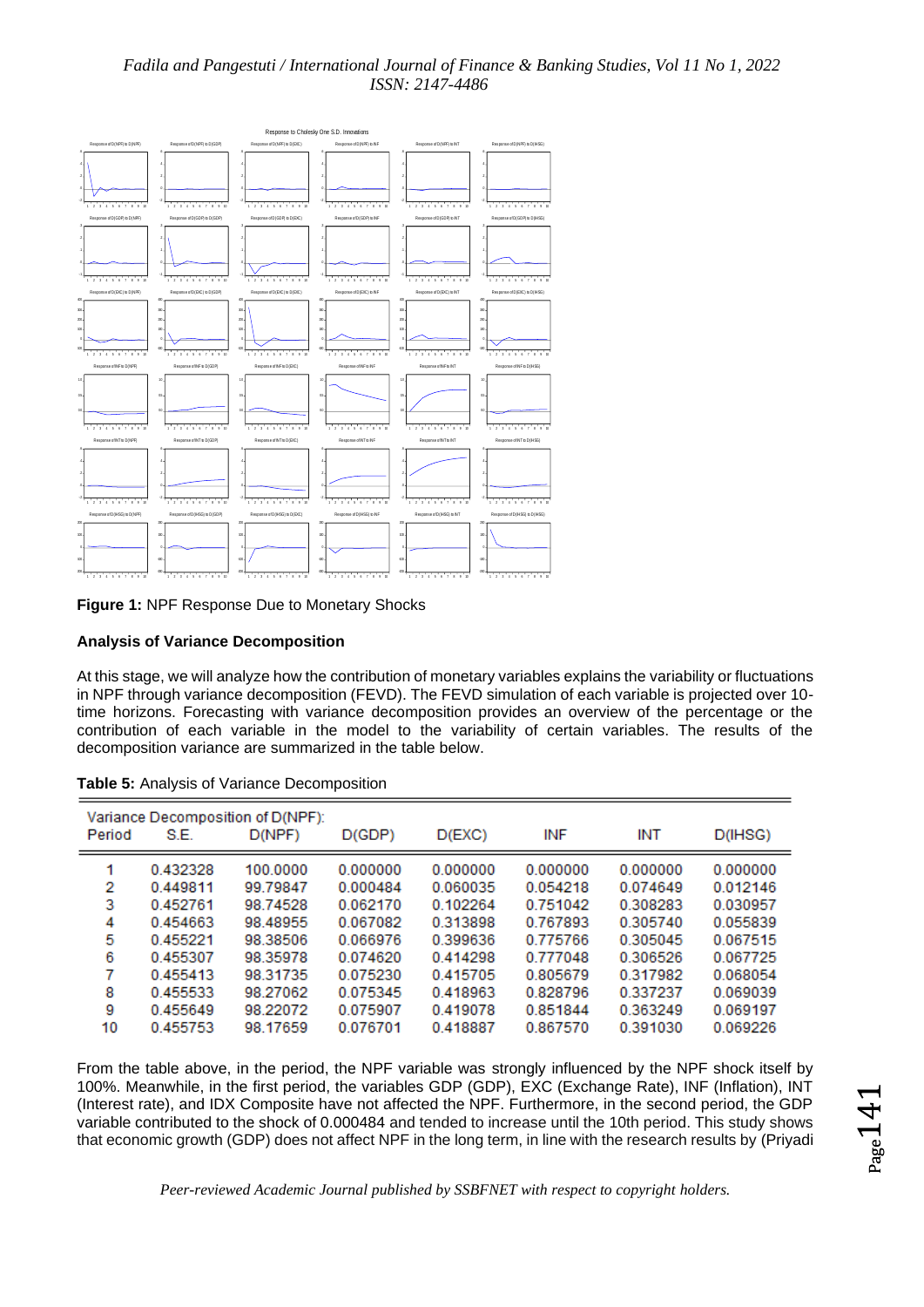Response to Cholesky One S.D. Innovations

Response of D(NPF) to D(NPF) | Response of D(NPF) to D(GDP) | Response of D(NPF) to D(EXC) | Response of D(NPF) to INF | Response of D(NPF) to INT | Response of D(NPF) to D(IHSG)

Response of D(GDP) to D(NPF) | Response of D(GDP) to D(GDP) | Response of D(GDP) to D(EXC) | Response of D(GDP) to INF | Response of D(GDP) to INT | Response of D(GDP) to D(IHSG)

Response of D(EXC) to D(NPF) | Response of D(EXC) to D(GDP) | Response of D(EXC) to D(EXC) | Response of D(EXC) to INF | Response of D(EXC) to INT | Response of D(EXC) to D(IHSG)

Response of INF to D(NPF) | Response of INF to D(GDP) | Response of INF to D(EXC) | Response of INF to INF | Response of INF to INT | Response of INF to D(IHSG)

Response of INT to D(NPF) | Response of INT to D(GDP) | Response of INT to D(EXC) | Response of INT to INF | Response of INT to INT | Response of INT to D(IHSG)

Response of D(IHSG) to D(NPF) | Response of D(IHSG) to D(GDP) | Response of D(IHSG) to D(EXC) | Response of D(IHSG) to INF | Response of D(IHSG) to INT | Response of D(IHSG) to D(IHSG)

**Figure 1:** NPF Response Due to Monetary Shocks

### Analysis of Variance Decomposition

At this stage, we will analyze how the contribution of monetary variables explains the variability or fluctuations in NPF through variance decomposition (FEVD). The FEVD simulation of each variable is projected over 10-time horizons. Forecasting with variance decomposition provides an overview of the percentage or the contribution of each variable in the model to the variability of certain variables. The results of the decomposition variance are summarized in the table below.

**Table 5:** Analysis of Variance Decomposition

| Variance Decomposition of D(NPF): Period | S.E. | D(NPF) | D(GDP) | D(EXC) | INF | INT | D(IHSG) |
|---|---|---|---|---|---|---|---|
| 1 | 0.432328 | 100.0000 | 0.000000 | 0.000000 | 0.000000 | 0.000000 | 0.000000 |
| 2 | 0.449811 | 99.79847 | 0.000484 | 0.060035 | 0.054218 | 0.074649 | 0.012146 |
| 3 | 0.452761 | 98.74528 | 0.062170 | 0.102264 | 0.751042 | 0.308283 | 0.030957 |
| 4 | 0.454663 | 98.48955 | 0.067082 | 0.313898 | 0.767893 | 0.305740 | 0.055839 |
| 5 | 0.455221 | 98.38506 | 0.066976 | 0.399636 | 0.775766 | 0.305045 | 0.067515 |
| 6 | 0.455307 | 98.35978 | 0.074620 | 0.414298 | 0.777048 | 0.306526 | 0.067725 |
| 7 | 0.455413 | 98.31735 | 0.075230 | 0.415705 | 0.805679 | 0.317982 | 0.068054 |
| 8 | 0.455533 | 98.27062 | 0.075345 | 0.418963 | 0.828796 | 0.337237 | 0.069039 |
| 9 | 0.455649 | 98.22072 | 0.075907 | 0.419078 | 0.851844 | 0.363249 | 0.069197 |
| 10 | 0.455753 | 98.17659 | 0.076701 | 0.418887 | 0.867570 | 0.391030 | 0.069226 |

From the table above, in the period, the NPF variable was strongly influenced by the NPF shock itself by 100%. Meanwhile, in the first period, the variables GDP (GDP), EXC (Exchange Rate), INF (Inflation), INT (Interest rate), and IDX Composite have not affected the NPF. Furthermore, in the second period, the GDP variable contributed to the shock of 0.000484 and tended to increase until the 10th period. This study shows that economic growth (GDP) does not affect NPF in the long term, in line with the research results by (Priyadi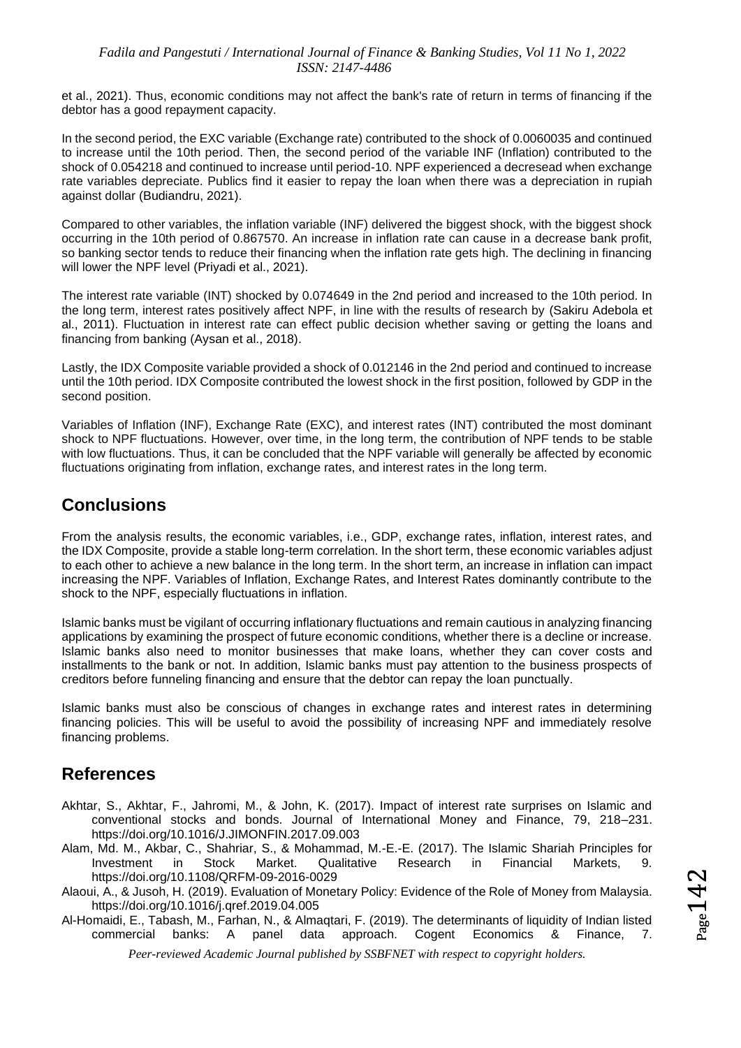et al., 2021). Thus, economic conditions may not affect the bank's rate of return in terms of financing if the debtor has a good repayment capacity.

In the second period, the EXC variable (Exchange rate) contributed to the shock of 0.0060035 and continued to increase until the 10th period. Then, the second period of the variable INF (Inflation) contributed to the shock of 0.054218 and continued to increase until period-10. NPF experienced a decresead when exchange rate variables depreciate. Publics find it easier to repay the loan when there was a depreciation in rupiah against dollar (Budiandru, 2021).

Compared to other variables, the inflation variable (INF) delivered the biggest shock, with the biggest shock occurring in the 10th period of 0.867570. An increase in inflation rate can cause in a decrease bank profit, so banking sector tends to reduce their financing when the inflation rate gets high. The declining in financing will lower the NPF level (Priyadi et al., 2021).

The interest rate variable (INT) shocked by 0.074649 in the 2nd period and increased to the 10th period. In the long term, interest rates positively affect NPF, in line with the results of research by (Sakiru Adebola et al., 2011). Fluctuation in interest rate can effect public decision whether saving or getting the loans and financing from banking (Aysan et al., 2018).

Lastly, the IDX Composite variable provided a shock of 0.012146 in the 2nd period and continued to increase until the 10th period. IDX Composite contributed the lowest shock in the first position, followed by GDP in the second position.

Variables of Inflation (INF), Exchange Rate (EXC), and interest rates (INT) contributed the most dominant shock to NPF fluctuations. However, over time, in the long term, the contribution of NPF tends to be stable with low fluctuations. Thus, it can be concluded that the NPF variable will generally be affected by economic fluctuations originating from inflation, exchange rates, and interest rates in the long term.

## Conclusions

From the analysis results, the economic variables, i.e., GDP, exchange rates, inflation, interest rates, and the IDX Composite, provide a stable long-term correlation. In the short term, these economic variables adjust to each other to achieve a new balance in the long term. In the short term, an increase in inflation can impact increasing the NPF. Variables of Inflation, Exchange Rates, and Interest Rates dominantly contribute to the shock to the NPF, especially fluctuations in inflation.

Islamic banks must be vigilant of occurring inflationary fluctuations and remain cautious in analyzing financing applications by examining the prospect of future economic conditions, whether there is a decline or increase. Islamic banks also need to monitor businesses that make loans, whether they can cover costs and installments to the bank or not. In addition, Islamic banks must pay attention to the business prospects of creditors before funneling financing and ensure that the debtor can repay the loan punctually.

Islamic banks must also be conscious of changes in exchange rates and interest rates in determining financing policies. This will be useful to avoid the possibility of increasing NPF and immediately resolve financing problems.

## References

Akhtar, S., Akhtar, F., Jahromi, M., & John, K. (2017). Impact of interest rate surprises on Islamic and conventional stocks and bonds. Journal of International Money and Finance, 79, 218–231. https://doi.org/10.1016/J.JIMONFIN.2017.09.003

Alam, Md. M., Akbar, C., Shahriar, S., & Mohammad, M.-E.-E. (2017). The Islamic Shariah Principles for Investment in Stock Market. Qualitative Research in Financial Markets, 9. https://doi.org/10.1108/QRFM-09-2016-0029

Alaoui, A., & Jusoh, H. (2019). Evaluation of Monetary Policy: Evidence of the Role of Money from Malaysia. https://doi.org/10.1016/j.qref.2019.04.005

Al-Homaidi, E., Tabash, M., Farhan, N., & Almaqtari, F. (2019). The determinants of liquidity of Indian listed commercial banks: A panel data approach. Cogent Economics & Finance, 7.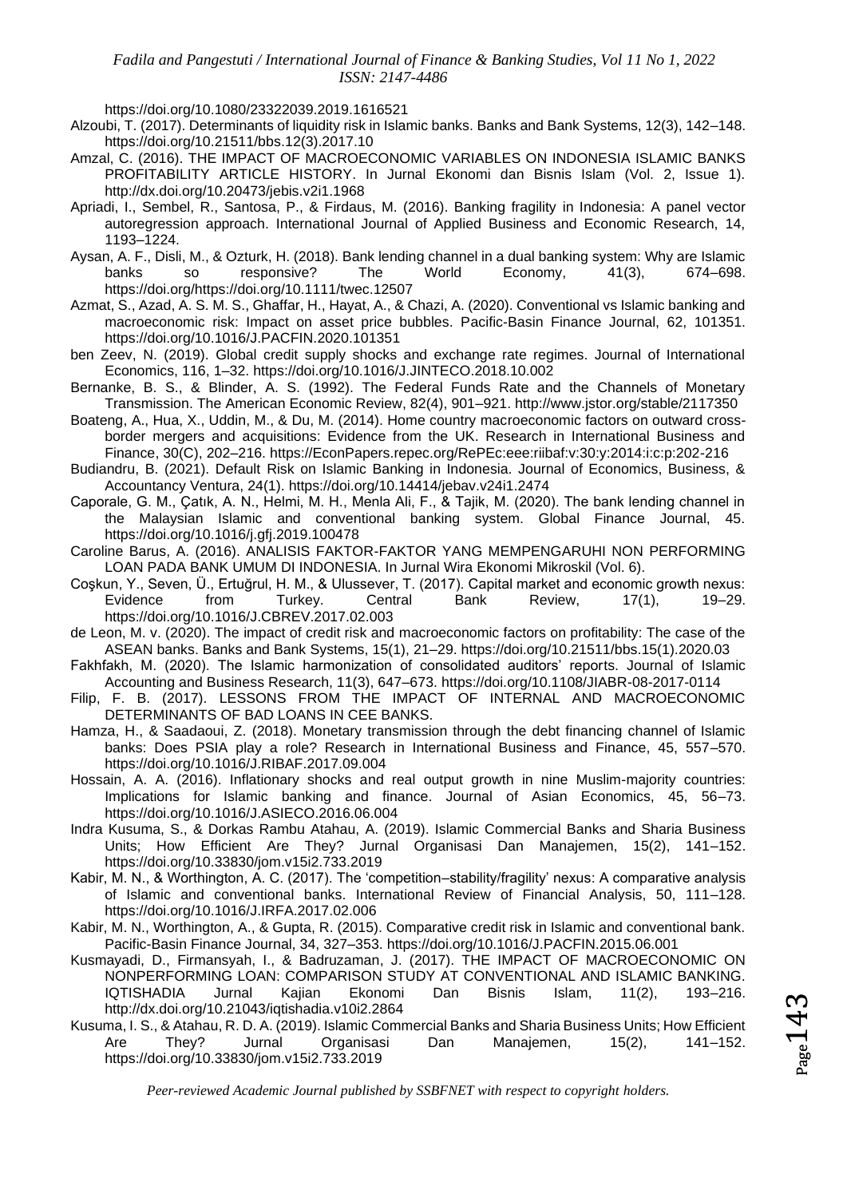https://doi.org/10.1080/23322039.2019.1616521

Alzoubi, T. (2017). Determinants of liquidity risk in Islamic banks. Banks and Bank Systems, 12(3), 142–148. https://doi.org/10.21511/bbs.12(3).2017.10

Amzal, C. (2016). THE IMPACT OF MACROECONOMIC VARIABLES ON INDONESIA ISLAMIC BANKS PROFITABILITY ARTICLE HISTORY. In Jurnal Ekonomi dan Bisnis Islam (Vol. 2, Issue 1). http://dx.doi.org/10.20473/jebis.v2i1.1968

Apriadi, I., Sembel, R., Santosa, P., & Firdaus, M. (2016). Banking fragility in Indonesia: A panel vector autoregression approach. International Journal of Applied Business and Economic Research, 14, 1193–1224.

Aysan, A. F., Disli, M., & Ozturk, H. (2018). Bank lending channel in a dual banking system: Why are Islamic banks so responsive? The World Economy, 41(3), 674–698. https://doi.org/https://doi.org/10.1111/twec.12507

Azmat, S., Azad, A. S. M. S., Ghaffar, H., Hayat, A., & Chazi, A. (2020). Conventional vs Islamic banking and macroeconomic risk: Impact on asset price bubbles. Pacific-Basin Finance Journal, 62, 101351. https://doi.org/10.1016/J.PACFIN.2020.101351

ben Zeev, N. (2019). Global credit supply shocks and exchange rate regimes. Journal of International Economics, 116, 1–32. https://doi.org/10.1016/J.JINTECO.2018.10.002

Bernanke, B. S., & Blinder, A. S. (1992). The Federal Funds Rate and the Channels of Monetary Transmission. The American Economic Review, 82(4), 901–921. http://www.jstor.org/stable/2117350

Boateng, A., Hua, X., Uddin, M., & Du, M. (2014). Home country macroeconomic factors on outward cross-border mergers and acquisitions: Evidence from the UK. Research in International Business and Finance, 30(C), 202–216. https://EconPapers.repec.org/RePEc:eee:riibaf:v:30:y:2014:i:c:p:202-216

Budiandru, B. (2021). Default Risk on Islamic Banking in Indonesia. Journal of Economics, Business, & Accountancy Ventura, 24(1). https://doi.org/10.14414/jebav.v24i1.2474

Caporale, G. M., Çatık, A. N., Helmi, M. H., Menla Ali, F., & Tajik, M. (2020). The bank lending channel in the Malaysian Islamic and conventional banking system. Global Finance Journal, 45. https://doi.org/10.1016/j.gfj.2019.100478

Caroline Barus, A. (2016). ANALISIS FAKTOR-FAKTOR YANG MEMPENGARUHI NON PERFORMING LOAN PADA BANK UMUM DI INDONESIA. In Jurnal Wira Ekonomi Mikroskil (Vol. 6).

Coşkun, Y., Seven, Ü., Ertuğrul, H. M., & Ulussever, T. (2017). Capital market and economic growth nexus: Evidence from Turkey. Central Bank Review, 17(1), 19–29. https://doi.org/10.1016/J.CBREV.2017.02.003

de Leon, M. v. (2020). The impact of credit risk and macroeconomic factors on profitability: The case of the ASEAN banks. Banks and Bank Systems, 15(1), 21–29. https://doi.org/10.21511/bbs.15(1).2020.03

Fakhfakh, M. (2020). The Islamic harmonization of consolidated auditors' reports. Journal of Islamic Accounting and Business Research, 11(3), 647–673. https://doi.org/10.1108/JIABR-08-2017-0114

Filip, F. B. (2017). LESSONS FROM THE IMPACT OF INTERNAL AND MACROECONOMIC DETERMINANTS OF BAD LOANS IN CEE BANKS.

Hamza, H., & Saadaoui, Z. (2018). Monetary transmission through the debt financing channel of Islamic banks: Does PSIA play a role? Research in International Business and Finance, 45, 557–570. https://doi.org/10.1016/J.RIBAF.2017.09.004

Hossain, A. A. (2016). Inflationary shocks and real output growth in nine Muslim-majority countries: Implications for Islamic banking and finance. Journal of Asian Economics, 45, 56–73. https://doi.org/10.1016/J.ASIECO.2016.06.004

Indra Kusuma, S., & Dorkas Rambu Atahau, A. (2019). Islamic Commercial Banks and Sharia Business Units; How Efficient Are They? Jurnal Organisasi Dan Manajemen, 15(2), 141–152. https://doi.org/10.33830/jom.v15i2.733.2019

Kabir, M. N., & Worthington, A. C. (2017). The 'competition–stability/fragility' nexus: A comparative analysis of Islamic and conventional banks. International Review of Financial Analysis, 50, 111–128. https://doi.org/10.1016/J.IRFA.2017.02.006

Kabir, M. N., Worthington, A., & Gupta, R. (2015). Comparative credit risk in Islamic and conventional bank. Pacific-Basin Finance Journal, 34, 327–353. https://doi.org/10.1016/J.PACFIN.2015.06.001

Kusmayadi, D., Firmansyah, I., & Badruzaman, J. (2017). THE IMPACT OF MACROECONOMIC ON NONPERFORMING LOAN: COMPARISON STUDY AT CONVENTIONAL AND ISLAMIC BANKING. IQTISHADIA Jurnal Kajian Ekonomi Dan Bisnis Islam, 11(2), 193–216. http://dx.doi.org/10.21043/iqtishadia.v10i2.2864

Kusuma, I. S., & Atahau, R. D. A. (2019). Islamic Commercial Banks and Sharia Business Units; How Efficient Are They? Jurnal Organisasi Dan Manajemen, 15(2), 141–152. https://doi.org/10.33830/jom.v15i2.733.2019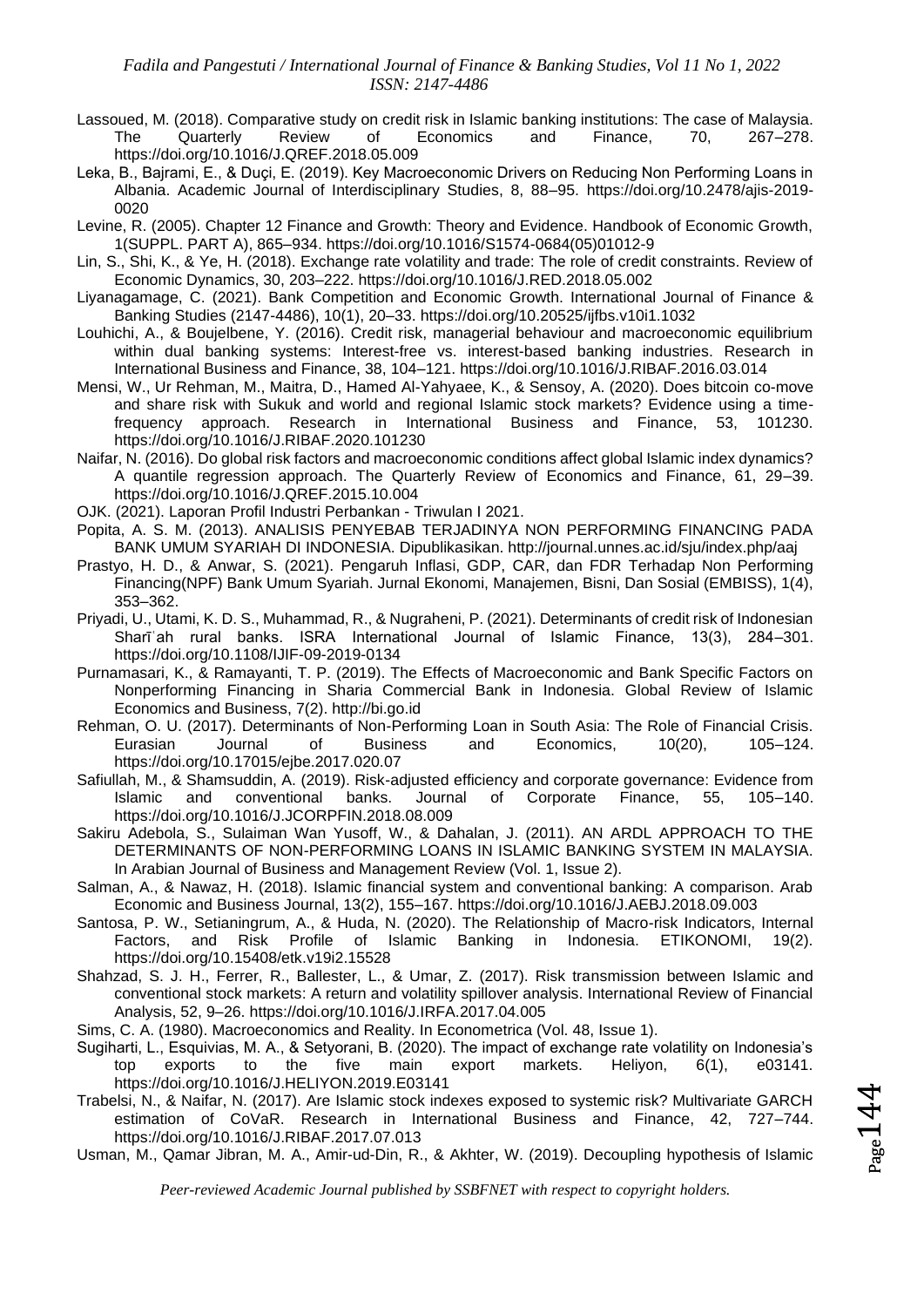Lassoued, M. (2018). Comparative study on credit risk in Islamic banking institutions: The case of Malaysia. The Quarterly Review of Economics and Finance, 70, 267–278. https://doi.org/10.1016/J.QREF.2018.05.009

Leka, B., Bajrami, E., & Duçi, E. (2019). Key Macroeconomic Drivers on Reducing Non Performing Loans in Albania. Academic Journal of Interdisciplinary Studies, 8, 88–95. https://doi.org/10.2478/ajis-2019-0020

Levine, R. (2005). Chapter 12 Finance and Growth: Theory and Evidence. Handbook of Economic Growth, 1(SUPPL. PART A), 865–934. https://doi.org/10.1016/S1574-0684(05)01012-9

Lin, S., Shi, K., & Ye, H. (2018). Exchange rate volatility and trade: The role of credit constraints. Review of Economic Dynamics, 30, 203–222. https://doi.org/10.1016/J.RED.2018.05.002

Liyanagamage, C. (2021). Bank Competition and Economic Growth. International Journal of Finance & Banking Studies (2147-4486), 10(1), 20–33. https://doi.org/10.20525/ijfbs.v10i1.1032

Louhichi, A., & Boujelbene, Y. (2016). Credit risk, managerial behaviour and macroeconomic equilibrium within dual banking systems: Interest-free vs. interest-based banking industries. Research in International Business and Finance, 38, 104–121. https://doi.org/10.1016/J.RIBAF.2016.03.014

Mensi, W., Ur Rehman, M., Maitra, D., Hamed Al-Yahyaee, K., & Sensoy, A. (2020). Does bitcoin co-move and share risk with Sukuk and world and regional Islamic stock markets? Evidence using a time-frequency approach. Research in International Business and Finance, 53, 101230. https://doi.org/10.1016/J.RIBAF.2020.101230

Naifar, N. (2016). Do global risk factors and macroeconomic conditions affect global Islamic index dynamics? A quantile regression approach. The Quarterly Review of Economics and Finance, 61, 29–39. https://doi.org/10.1016/J.QREF.2015.10.004

OJK. (2021). Laporan Profil Industri Perbankan - Triwulan I 2021.

Popita, A. S. M. (2013). ANALISIS PENYEBAB TERJADINYA NON PERFORMING FINANCING PADA BANK UMUM SYARIAH DI INDONESIA. Dipublikasikan. http://journal.unnes.ac.id/sju/index.php/aaj

Prastyo, H. D., & Anwar, S. (2021). Pengaruh Inflasi, GDP, CAR, dan FDR Terhadap Non Performing Financing(NPF) Bank Umum Syariah. Jurnal Ekonomi, Manajemen, Bisni, Dan Sosial (EMBISS), 1(4), 353–362.

Priyadi, U., Utami, K. D. S., Muhammad, R., & Nugraheni, P. (2021). Determinants of credit risk of Indonesian Sharīʿah rural banks. ISRA International Journal of Islamic Finance, 13(3), 284–301. https://doi.org/10.1108/IJIF-09-2019-0134

Purnamasari, K., & Ramayanti, T. P. (2019). The Effects of Macroeconomic and Bank Specific Factors on Nonperforming Financing in Sharia Commercial Bank in Indonesia. Global Review of Islamic Economics and Business, 7(2). http://bi.go.id

Rehman, O. U. (2017). Determinants of Non-Performing Loan in South Asia: The Role of Financial Crisis. Eurasian Journal of Business and Economics, 10(20), 105–124. https://doi.org/10.17015/ejbe.2017.020.07

Safiullah, M., & Shamsuddin, A. (2019). Risk-adjusted efficiency and corporate governance: Evidence from Islamic and conventional banks. Journal of Corporate Finance, 55, 105–140. https://doi.org/10.1016/J.JCORPFIN.2018.08.009

Sakiru Adebola, S., Sulaiman Wan Yusoff, W., & Dahalan, J. (2011). AN ARDL APPROACH TO THE DETERMINANTS OF NON-PERFORMING LOANS IN ISLAMIC BANKING SYSTEM IN MALAYSIA. In Arabian Journal of Business and Management Review (Vol. 1, Issue 2).

Salman, A., & Nawaz, H. (2018). Islamic financial system and conventional banking: A comparison. Arab Economic and Business Journal, 13(2), 155–167. https://doi.org/10.1016/J.AEBJ.2018.09.003

Santosa, P. W., Setianingrum, A., & Huda, N. (2020). The Relationship of Macro-risk Indicators, Internal Factors, and Risk Profile of Islamic Banking in Indonesia. ETIKONOMI, 19(2). https://doi.org/10.15408/etk.v19i2.15528

Shahzad, S. J. H., Ferrer, R., Ballester, L., & Umar, Z. (2017). Risk transmission between Islamic and conventional stock markets: A return and volatility spillover analysis. International Review of Financial Analysis, 52, 9–26. https://doi.org/10.1016/J.IRFA.2017.04.005

Sims, C. A. (1980). Macroeconomics and Reality. In Econometrica (Vol. 48, Issue 1).

Sugiharti, L., Esquivias, M. A., & Setyorani, B. (2020). The impact of exchange rate volatility on Indonesia's top exports to the five main export markets. Heliyon, 6(1), e03141. https://doi.org/10.1016/J.HELIYON.2019.E03141

Trabelsi, N., & Naifar, N. (2017). Are Islamic stock indexes exposed to systemic risk? Multivariate GARCH estimation of CoVaR. Research in International Business and Finance, 42, 727–744. https://doi.org/10.1016/J.RIBAF.2017.07.013

Usman, M., Qamar Jibran, M. A., Amir-ud-Din, R., & Akhter, W. (2019). Decoupling hypothesis of Islamic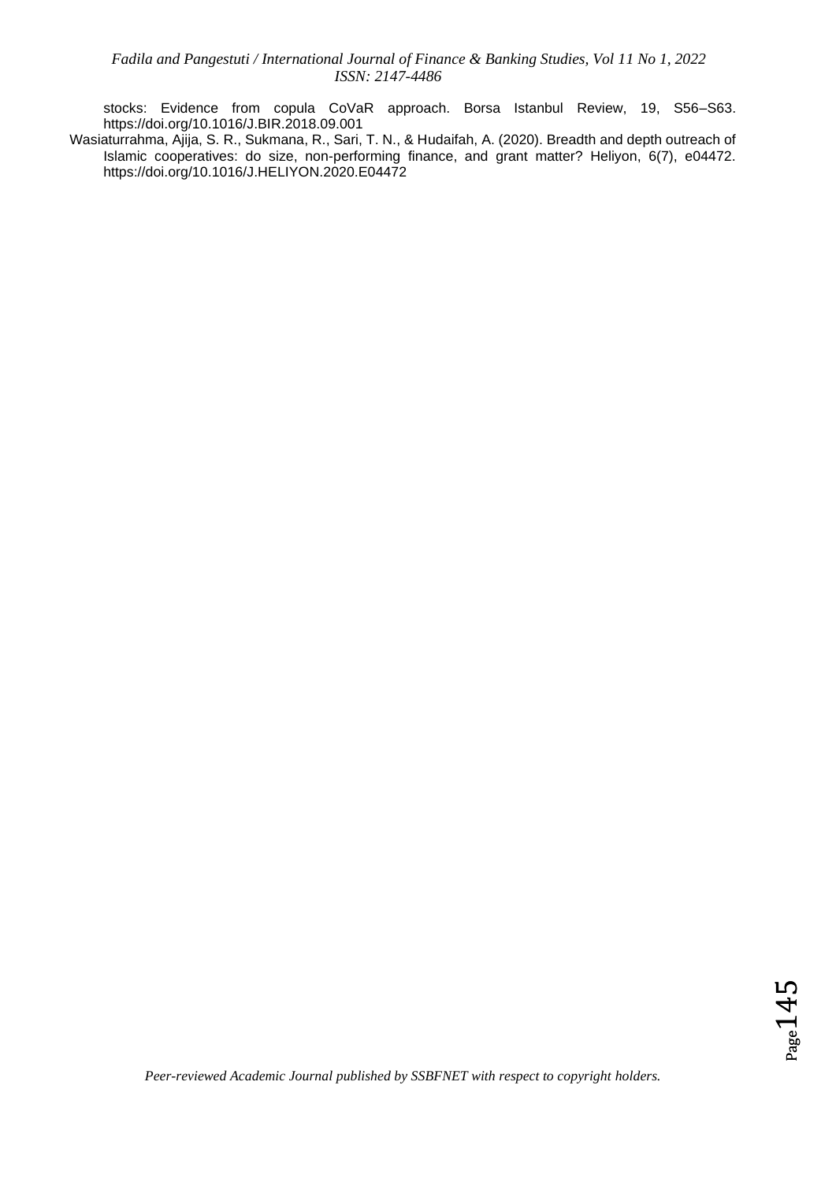stocks: Evidence from copula CoVaR approach. Borsa Istanbul Review, 19, S56–S63. https://doi.org/10.1016/J.BIR.2018.09.001

Wasiaturrahma, Ajija, S. R., Sukmana, R., Sari, T. N., & Hudaifah, A. (2020). Breadth and depth outreach of Islamic cooperatives: do size, non-performing finance, and grant matter? Heliyon, 6(7), e04472. https://doi.org/10.1016/J.HELIYON.2020.E04472